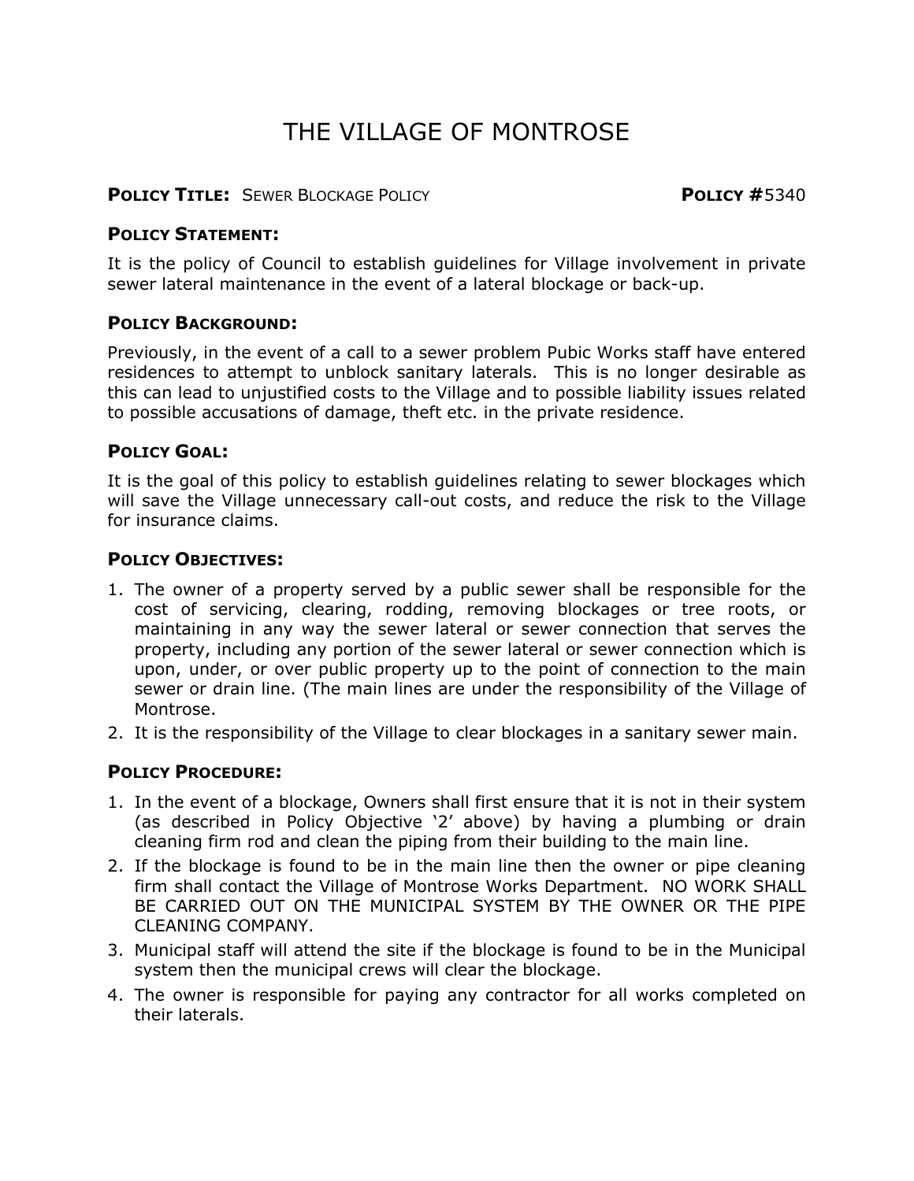# THE VILLAGE OF MONTROSE

**POLICY TITLE:** SEWER BLOCKAGE POLICY **POLICY #**5340

### POLICY STATEMENT:

It is the policy of Council to establish guidelines for Village involvement in private sewer lateral maintenance in the event of a lateral blockage or back-up.

### POLICY BACKGROUND:

Previously, in the event of a call to a sewer problem Pubic Works staff have entered residences to attempt to unblock sanitary laterals. This is no longer desirable as this can lead to unjustified costs to the Village and to possible liability issues related to possible accusations of damage, theft etc. in the private residence.

### POLICY GOAL:

It is the goal of this policy to establish guidelines relating to sewer blockages which will save the Village unnecessary call-out costs, and reduce the risk to the Village for insurance claims.

### POLICY OBJECTIVES:

1. The owner of a property served by a public sewer shall be responsible for the cost of servicing, clearing, rodding, removing blockages or tree roots, or maintaining in any way the sewer lateral or sewer connection that serves the property, including any portion of the sewer lateral or sewer connection which is upon, under, or over public property up to the point of connection to the main sewer or drain line. (The main lines are under the responsibility of the Village of Montrose.
2. It is the responsibility of the Village to clear blockages in a sanitary sewer main.

### POLICY PROCEDURE:

1. In the event of a blockage, Owners shall first ensure that it is not in their system (as described in Policy Objective '2' above) by having a plumbing or drain cleaning firm rod and clean the piping from their building to the main line.
2. If the blockage is found to be in the main line then the owner or pipe cleaning firm shall contact the Village of Montrose Works Department. NO WORK SHALL BE CARRIED OUT ON THE MUNICIPAL SYSTEM BY THE OWNER OR THE PIPE CLEANING COMPANY.
3. Municipal staff will attend the site if the blockage is found to be in the Municipal system then the municipal crews will clear the blockage.
4. The owner is responsible for paying any contractor for all works completed on their laterals.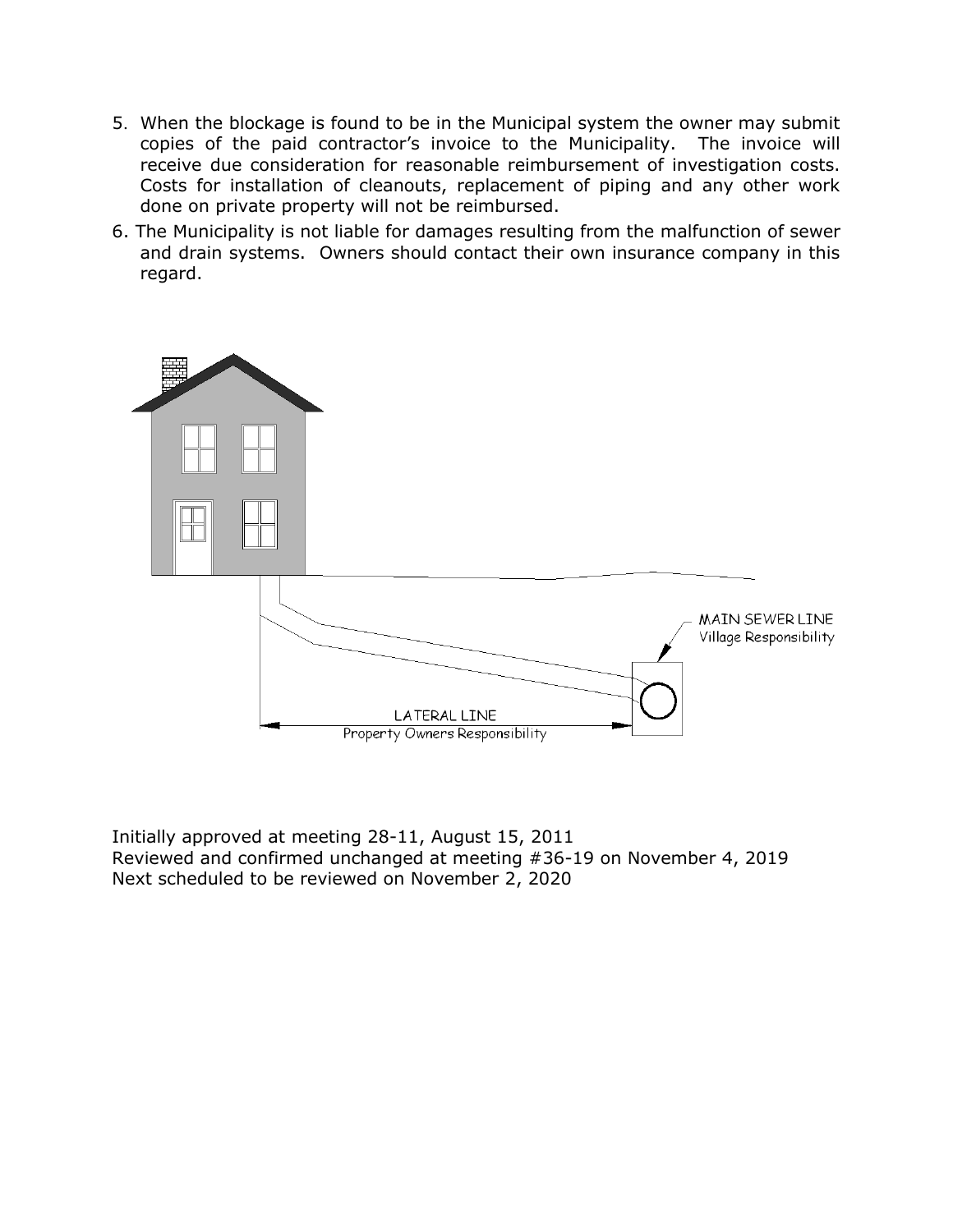5. When the blockage is found to be in the Municipal system the owner may submit copies of the paid contractor's invoice to the Municipality. The invoice will receive due consideration for reasonable reimbursement of investigation costs. Costs for installation of cleanouts, replacement of piping and any other work done on private property will not be reimbursed.
6. The Municipality is not liable for damages resulting from the malfunction of sewer and drain systems. Owners should contact their own insurance company in this regard.

MAIN SEWER LINE
Village Responsibility

LATERAL LINE
Property Owners Responsibility

Initially approved at meeting 28-11, August 15, 2011
Reviewed and confirmed unchanged at meeting #36-19 on November 4, 2019
Next scheduled to be reviewed on November 2, 2020